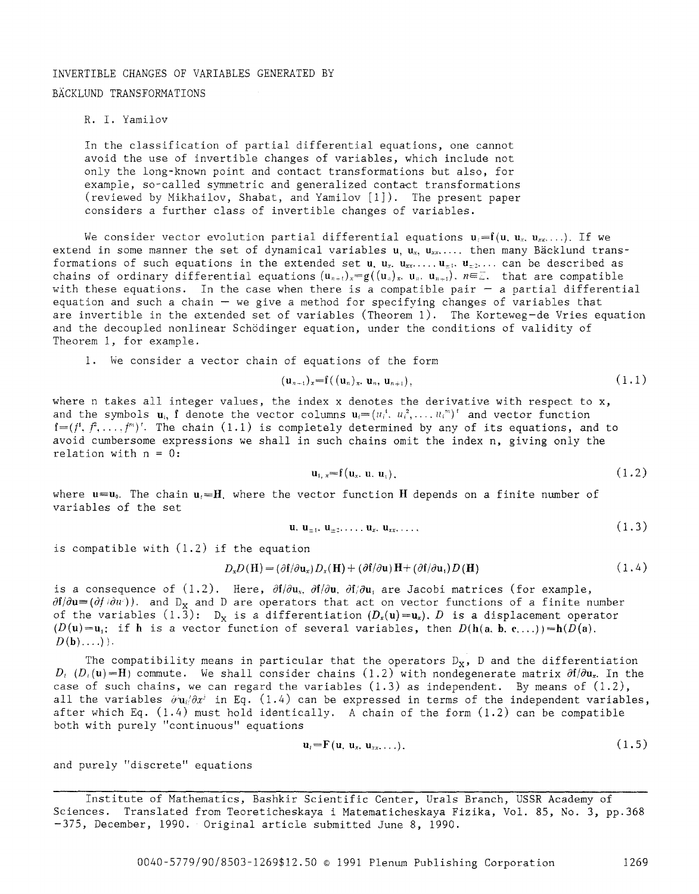# INVERTIBLE CHANGES OF VARIABLES GENERATED BY BÄCKLUND TRANSFORMATIONS

R. I. Yamilov

In the classification of partial differential equations, one cannot avoid the use of invertible changes of variables, which include not only the long-known point and contact transformations but also, for example, so-called symmetric and generalized contact transformations (reviewed by Mikhailov, Shabat, and Yamilov [1]). The present paper considers a further class of invertible changes of variables.

We consider vector evolution partial differential equations $\mathbf{u}_t=\mathbf{f}(\mathbf{u}, \mathbf{u}_x, \mathbf{u}_{xx}, \ldots)$. If we extend in some manner the set of dynamical variables $\mathbf{u}, \mathbf{u}_x, \mathbf{u}_{xx}, \ldots$ then many Bäcklund transformations of such equations in the extended set $\mathbf{u}, \mathbf{u}_x, \mathbf{u}_{xx}, \ldots, \mathbf{u}_{\pm 1}, \mathbf{u}_{\pm 2}, \ldots$ can be described as chains of ordinary differential equations $(\mathbf{u}_{n+1})_x=\mathbf{g}((\mathbf{u}_n)_x, \mathbf{u}_n, \mathbf{u}_{n+1})$, $n\in\mathbb{Z}$, that are compatible with these equations. In the case when there is a compatible pair — a partial differential equation and such a chain — we give a method for specifying changes of variables that are invertible in the extended set of variables (Theorem 1). The Korteweg–de Vries equation and the decoupled nonlinear Schödinger equation, under the conditions of validity of Theorem 1, for example.

1. We consider a vector chain of equations of the form

$$(\mathbf{u}_{n+1})_x=\mathbf{f}((\mathbf{u}_n)_x, \mathbf{u}_n, \mathbf{u}_{n+1}), \tag{1.1}$$

where n takes all integer values, the index x denotes the derivative with respect to x, and the symbols $\mathbf{u}_i$, $\mathbf{f}$ denote the vector columns $\mathbf{u}_i=(u_i^1, u_i^2, \ldots, u_i^m)^t$ and vector function $\mathbf{f}=(f^1, f^2, \ldots, f^m)^t$. The chain (1.1) is completely determined by any of its equations, and to avoid cumbersome expressions we shall in such chains omit the index n, giving only the relation with n = 0:

$$\mathbf{u}_{1,x}=\mathbf{f}(\mathbf{u}_x, \mathbf{u}, \mathbf{u}_1), \tag{1.2}$$

where $\mathbf{u}\equiv\mathbf{u}_0$. The chain $\mathbf{u}_t=\mathbf{H}$, where the vector function $\mathbf{H}$ depends on a finite number of variables of the set

$$\mathbf{u}, \mathbf{u}_{\pm 1}, \mathbf{u}_{\pm 2}, \ldots, \mathbf{u}_x, \mathbf{u}_{xx}, \ldots, \tag{1.3}$$

is compatible with (1.2) if the equation

$$D_xD(\mathbf{H})=(\partial\mathbf{f}/\partial\mathbf{u}_x)D_x(\mathbf{H})+(\partial\mathbf{f}/\partial\mathbf{u})\mathbf{H}+(\partial\mathbf{f}/\partial\mathbf{u}_1)D(\mathbf{H}) \tag{1.4}$$

is a consequence of (1.2). Here, $\partial\mathbf{f}/\partial\mathbf{u}_x$, $\partial\mathbf{f}/\partial\mathbf{u}$, $\partial\mathbf{f}/\partial\mathbf{u}_1$ are Jacobi matrices (for example, $\partial\mathbf{f}/\partial\mathbf{u}=(\partial f^i/\partial u^j)$), and $D_x$ and $D$ are operators that act on vector functions of a finite number of the variables (1.3): $D_x$ is a differentiation $(D_x(\mathbf{u})=\mathbf{u}_x)$, $D$ is a displacement operator $(D(\mathbf{u})=\mathbf{u}_1$; if $\mathbf{h}$ is a vector function of several variables, then $D(\mathbf{h}(\mathbf{a}, \mathbf{b}, \mathbf{c}, \ldots))=\mathbf{h}(D(\mathbf{a}), D(\mathbf{b}), \ldots))$.

The compatibility means in particular that the operators $D_x$, $D$ and the differentiation $D_t$ $(D_t(\mathbf{u})=\mathbf{H})$ commute. We shall consider chains (1.2) with nondegenerate matrix $\partial\mathbf{f}/\partial\mathbf{u}_x$. In the case of such chains, we can regard the variables (1.3) as independent. By means of (1.2), all the variables $\partial^j\mathbf{u}_i/\partial x^j$ in Eq. (1.4) can be expressed in terms of the independent variables, after which Eq. (1.4) must hold identically. A chain of the form (1.2) can be compatible both with purely "continuous" equations

$$\mathbf{u}_t=\mathbf{F}(\mathbf{u}, \mathbf{u}_x, \mathbf{u}_{xx}, \ldots). \tag{1.5}$$

and purely "discrete" equations

---

Institute of Mathematics, Bashkir Scientific Center, Urals Branch, USSR Academy of Sciences. Translated from Teoreticheskaya i Matematicheskaya Fizika, Vol. 85, No. 3, pp. 368–375, December, 1990. Original article submitted June 8, 1990.

0040-5779/90/8503-1269$12.50 © 1991 Plenum Publishing Corporation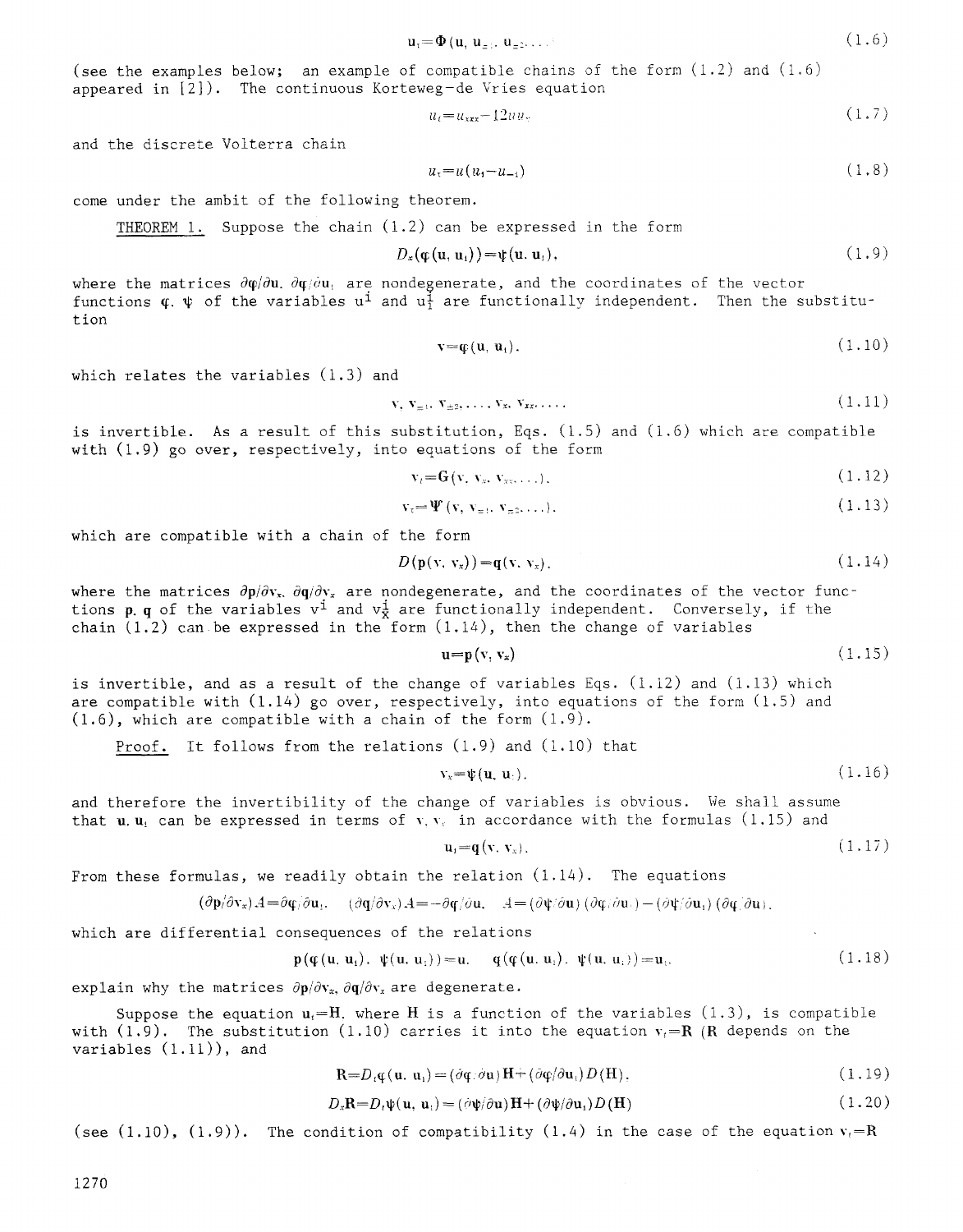$$\mathbf{u}_\tau = \boldsymbol{\Phi}(\mathbf{u}, \mathbf{u}_{\pm 1}, \mathbf{u}_{\pm 2}, \ldots) \tag{1.6}$$

(see the examples below; an example of compatible chains of the form (1.2) and (1.6) appeared in [2]). The continuous Korteweg-de Vries equation

$$u_t = u_{xxx} - 12uu_x \tag{1.7}$$

and the discrete Volterra chain

$$u_\tau = u(u_1 - u_{-1}) \tag{1.8}$$

come under the ambit of the following theorem.

THEOREM 1. Suppose the chain (1.2) can be expressed in the form

$$D_x(\boldsymbol{\varphi}(\mathbf{u}, \mathbf{u}_1)) = \boldsymbol{\psi}(\mathbf{u}, \mathbf{u}_1), \tag{1.9}$$

where the matrices $\partial\boldsymbol{\varphi}/\partial\mathbf{u}$, $\partial\boldsymbol{\varphi}/\partial\mathbf{u}_1$ are nondegenerate, and the coordinates of the vector functions $\boldsymbol{\varphi}$, $\boldsymbol{\psi}$ of the variables $u^i$ and $u_1^i$ are functionally independent. Then the substitution

$$\mathbf{v} = \boldsymbol{\varphi}(\mathbf{u}, \mathbf{u}_1), \tag{1.10}$$

which relates the variables (1.3) and

$$\mathbf{v}, \mathbf{v}_{\pm 1}, \mathbf{v}_{\pm 2}, \ldots, \mathbf{v}_x, \mathbf{v}_{xx}, \ldots \tag{1.11}$$

is invertible. As a result of this substitution, Eqs. (1.5) and (1.6) which are compatible with (1.9) go over, respectively, into equations of the form

$$\mathbf{v}_t = \mathbf{G}(\mathbf{v}, \mathbf{v}_x, \mathbf{v}_{xx}, \ldots), \tag{1.12}$$

$$\mathbf{v}_\tau = \boldsymbol{\Psi}(\mathbf{v}, \mathbf{v}_{\pm 1}, \mathbf{v}_{\pm 2}, \ldots), \tag{1.13}$$

which are compatible with a chain of the form

$$D(\mathbf{p}(\mathbf{v}, \mathbf{v}_x)) = \mathbf{q}(\mathbf{v}, \mathbf{v}_x), \tag{1.14}$$

where the matrices $\partial\mathbf{p}/\partial\mathbf{v}_x$, $\partial\mathbf{q}/\partial\mathbf{v}_x$ are nondegenerate, and the coordinates of the vector functions $\mathbf{p}$, $\mathbf{q}$ of the variables $v^i$ and $v_x^i$ are functionally independent. Conversely, if the chain (1.2) can be expressed in the form (1.14), then the change of variables

$$\mathbf{u} = \mathbf{p}(\mathbf{v}, \mathbf{v}_x) \tag{1.15}$$

is invertible, and as a result of the change of variables Eqs. (1.12) and (1.13) which are compatible with (1.14) go over, respectively, into equations of the form (1.5) and (1.6), which are compatible with a chain of the form (1.9).

Proof. It follows from the relations (1.9) and (1.10) that

$$\mathbf{v}_x = \boldsymbol{\psi}(\mathbf{u}, \mathbf{u}_1), \tag{1.16}$$

and therefore the invertibility of the change of variables is obvious. We shall assume that $\mathbf{u}$, $\mathbf{u}_1$ can be expressed in terms of $\mathbf{v}$, $\mathbf{v}_x$ in accordance with the formulas (1.15) and

$$\mathbf{u}_1 = \mathbf{q}(\mathbf{v}, \mathbf{v}_x). \tag{1.17}$$

From these formulas, we readily obtain the relation (1.14). The equations

$$(\partial\mathbf{p}/\partial\mathbf{v}_x)A = \partial\boldsymbol{\varphi}/\partial\mathbf{u}_1, \quad (\partial\mathbf{q}/\partial\mathbf{v}_x)A = -\partial\boldsymbol{\varphi}/\partial\mathbf{u}, \quad A = (\partial\boldsymbol{\psi}/\partial\mathbf{u})(\partial\boldsymbol{\varphi}/\partial\mathbf{u}_1) - (\partial\boldsymbol{\psi}/\partial\mathbf{u}_1)(\partial\boldsymbol{\varphi}/\partial\mathbf{u}),$$

which are differential consequences of the relations

$$\mathbf{p}(\boldsymbol{\varphi}(\mathbf{u}, \mathbf{u}_1), \boldsymbol{\psi}(\mathbf{u}, \mathbf{u}_1)) = \mathbf{u}, \quad \mathbf{q}(\boldsymbol{\varphi}(\mathbf{u}, \mathbf{u}_1), \boldsymbol{\psi}(\mathbf{u}, \mathbf{u}_1)) = \mathbf{u}_1, \tag{1.18}$$

explain why the matrices $\partial\mathbf{p}/\partial\mathbf{v}_x$, $\partial\mathbf{q}/\partial\mathbf{v}_x$ are degenerate.

Suppose the equation $\mathbf{u}_t = \mathbf{H}$, where $\mathbf{H}$ is a function of the variables (1.3), is compatible with (1.9). The substitution (1.10) carries it into the equation $\mathbf{v}_t = \mathbf{R}$ ($\mathbf{R}$ depends on the variables (1.11)), and

$$\mathbf{R} = D_t\boldsymbol{\varphi}(\mathbf{u}, \mathbf{u}_1) = (\partial\boldsymbol{\varphi}/\partial\mathbf{u})\mathbf{H} + (\partial\boldsymbol{\varphi}/\partial\mathbf{u}_1)D(\mathbf{H}), \tag{1.19}$$

$$D_x\mathbf{R} = D_t\boldsymbol{\psi}(\mathbf{u}, \mathbf{u}_1) = (\partial\boldsymbol{\psi}/\partial\mathbf{u})\mathbf{H} + (\partial\boldsymbol{\psi}/\partial\mathbf{u}_1)D(\mathbf{H}) \tag{1.20}$$

(see (1.10), (1.9)). The condition of compatibility (1.4) in the case of the equation $\mathbf{v}_t = \mathbf{R}$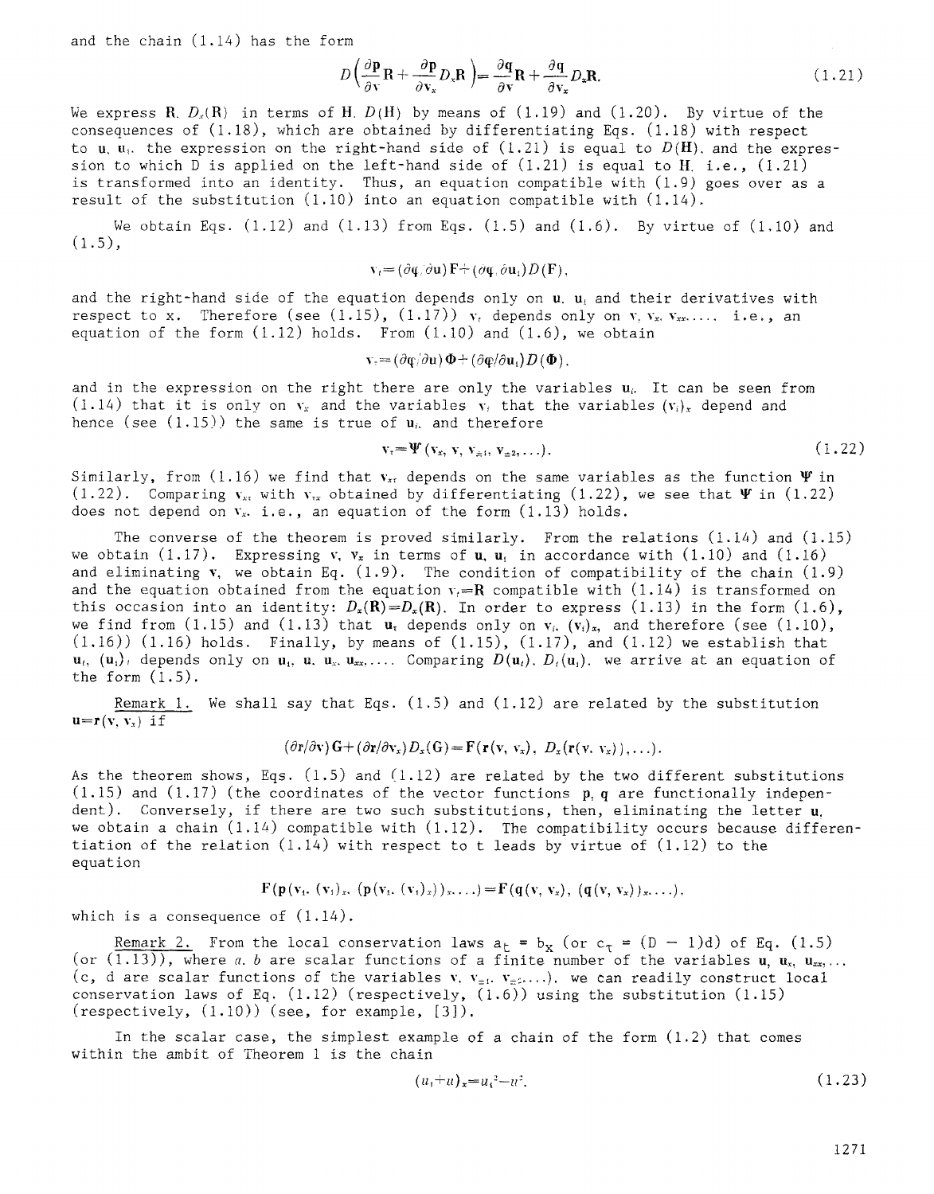and the chain (1.14) has the form

$$D\left(\frac{\partial \mathbf{p}}{\partial \mathbf{v}}\mathbf{R}+\frac{\partial \mathbf{p}}{\partial \mathbf{v}_x}D_x\mathbf{R}\right)=\frac{\partial \mathbf{q}}{\partial \mathbf{v}}\mathbf{R}+\frac{\partial \mathbf{q}}{\partial \mathbf{v}_x}D_x\mathbf{R}. \tag{1.21}$$

We express $\mathbf{R}$, $D_x(\mathbf{R})$ in terms of $\mathbf{H}$, $D(\mathbf{H})$ by means of (1.19) and (1.20). By virtue of the consequences of (1.18), which are obtained by differentiating Eqs. (1.18) with respect to $\mathbf{u}$, $\mathbf{u}_1$, the expression on the right-hand side of (1.21) is equal to $D(\mathbf{H})$, and the expression to which D is applied on the left-hand side of (1.21) is equal to $\mathbf{H}$, i.e., (1.21) is transformed into an identity. Thus, an equation compatible with (1.9) goes over as a result of the substitution (1.10) into an equation compatible with (1.14).

We obtain Eqs. (1.12) and (1.13) from Eqs. (1.5) and (1.6). By virtue of (1.10) and (1.5),

$$\mathbf{v}_t=(\partial \mathbf{q}/\partial \mathbf{u})\mathbf{F}+(\partial \mathbf{q}/\partial \mathbf{u}_1)D(\mathbf{F}),$$

and the right-hand side of the equation depends only on $\mathbf{u}$, $\mathbf{u}_1$ and their derivatives with respect to x. Therefore (see (1.15), (1.17)) $\mathbf{v}_t$ depends only on $\mathbf{v}$, $\mathbf{v}_x$, $\mathbf{v}_{xx}$, ..., i.e., an equation of the form (1.12) holds. From (1.10) and (1.6), we obtain

$$\mathbf{v}_\tau=(\partial \mathbf{q}/\partial \mathbf{u})\mathbf{\Phi}+(\partial \mathbf{q}/\partial \mathbf{u}_1)D(\mathbf{\Phi}),$$

and in the expression on the right there are only the variables $\mathbf{u}_i$. It can be seen from (1.14) that it is only on $\mathbf{v}_x$ and the variables $\mathbf{v}_i$ that the variables $(\mathbf{v}_i)_x$ depend and hence (see (1.15)) the same is true of $\mathbf{u}_i$, and therefore

$$\mathbf{v}_\tau=\mathbf{\Psi}(\mathbf{v}_x, \mathbf{v}, \mathbf{v}_{\pm 1}, \mathbf{v}_{\pm 2}, \ldots). \tag{1.22}$$

Similarly, from (1.16) we find that $\mathbf{v}_{x\tau}$ depends on the same variables as the function $\mathbf{\Psi}$ in (1.22). Comparing $\mathbf{v}_{x\tau}$ with $\mathbf{v}_{\tau x}$ obtained by differentiating (1.22), we see that $\mathbf{\Psi}$ in (1.22) does not depend on $\mathbf{v}_x$, i.e., an equation of the form (1.13) holds.

The converse of the theorem is proved similarly. From the relations (1.14) and (1.15) we obtain (1.17). Expressing $\mathbf{v}$, $\mathbf{v}_x$ in terms of $\mathbf{u}$, $\mathbf{u}_1$ in accordance with (1.10) and (1.16) and eliminating $\mathbf{v}$, we obtain Eq. (1.9). The condition of compatibility of the chain (1.9) and the equation obtained from the equation $\mathbf{v}_t=\mathbf{R}$ compatible with (1.14) is transformed on this occasion into an identity: $D_x(\mathbf{R})=D_x(\mathbf{R})$. In order to express (1.13) in the form (1.6), we find from (1.15) and (1.13) that $\mathbf{u}_\tau$ depends only on $\mathbf{v}_i$, $(\mathbf{v}_i)_x$, and therefore (see (1.10), (1.16)) (1.16) holds. Finally, by means of (1.15), (1.17), and (1.12) we establish that $\mathbf{u}_t$, $(\mathbf{u}_1)_t$ depends only on $\mathbf{u}_1$, $\mathbf{u}$, $\mathbf{u}_x$, $\mathbf{u}_{xx}$, .... Comparing $D(\mathbf{u}_t)$, $D_t(\mathbf{u}_1)$, we arrive at an equation of the form (1.5).

Remark 1. We shall say that Eqs. (1.5) and (1.12) are related by the substitution $\mathbf{u}=\mathbf{r}(\mathbf{v}, \mathbf{v}_x)$ if

$$(\partial \mathbf{r}/\partial \mathbf{v})\mathbf{G}+(\partial \mathbf{r}/\partial \mathbf{v}_x)D_x(\mathbf{G})=\mathbf{F}(\mathbf{r}(\mathbf{v}, \mathbf{v}_x), D_x(\mathbf{r}(\mathbf{v}, \mathbf{v}_x)), \ldots).$$

As the theorem shows, Eqs. (1.5) and (1.12) are related by the two different substitutions (1.15) and (1.17) (the coordinates of the vector functions $\mathbf{p}$, $\mathbf{q}$ are functionally independent). Conversely, if there are two such substitutions, then, eliminating the letter $\mathbf{u}$, we obtain a chain (1.14) compatible with (1.12). The compatibility occurs because differentiation of the relation (1.14) with respect to t leads by virtue of (1.12) to the equation

$$\mathbf{F}(\mathbf{p}(\mathbf{v}_1, (\mathbf{v}_1)_x, (\mathbf{p}(\mathbf{v}_1, (\mathbf{v}_1)_x))_x, \ldots)=\mathbf{F}(\mathbf{q}(\mathbf{v}, \mathbf{v}_x), (\mathbf{q}(\mathbf{v}, \mathbf{v}_x))_x, \ldots),$$

which is a consequence of (1.14).

Remark 2. From the local conservation laws $a_t = b_x$ (or $c_\tau = (D - 1)d$) of Eq. (1.5) (or (1.13)), where $a$, $b$ are scalar functions of a finite number of the variables $\mathbf{u}$, $\mathbf{u}_x$, $\mathbf{u}_{xx}$, ... ($c$, $d$ are scalar functions of the variables $\mathbf{v}$, $\mathbf{v}_{\pm 1}$, $\mathbf{v}_{\pm 2}$, ...), we can readily construct local conservation laws of Eq. (1.12) (respectively, (1.6)) using the substitution (1.15) (respectively, (1.10)) (see, for example, [3]).

In the scalar case, the simplest example of a chain of the form (1.2) that comes within the ambit of Theorem 1 is the chain

$$(u_1+u)_x=u_1^2-u^2. \tag{1.23}$$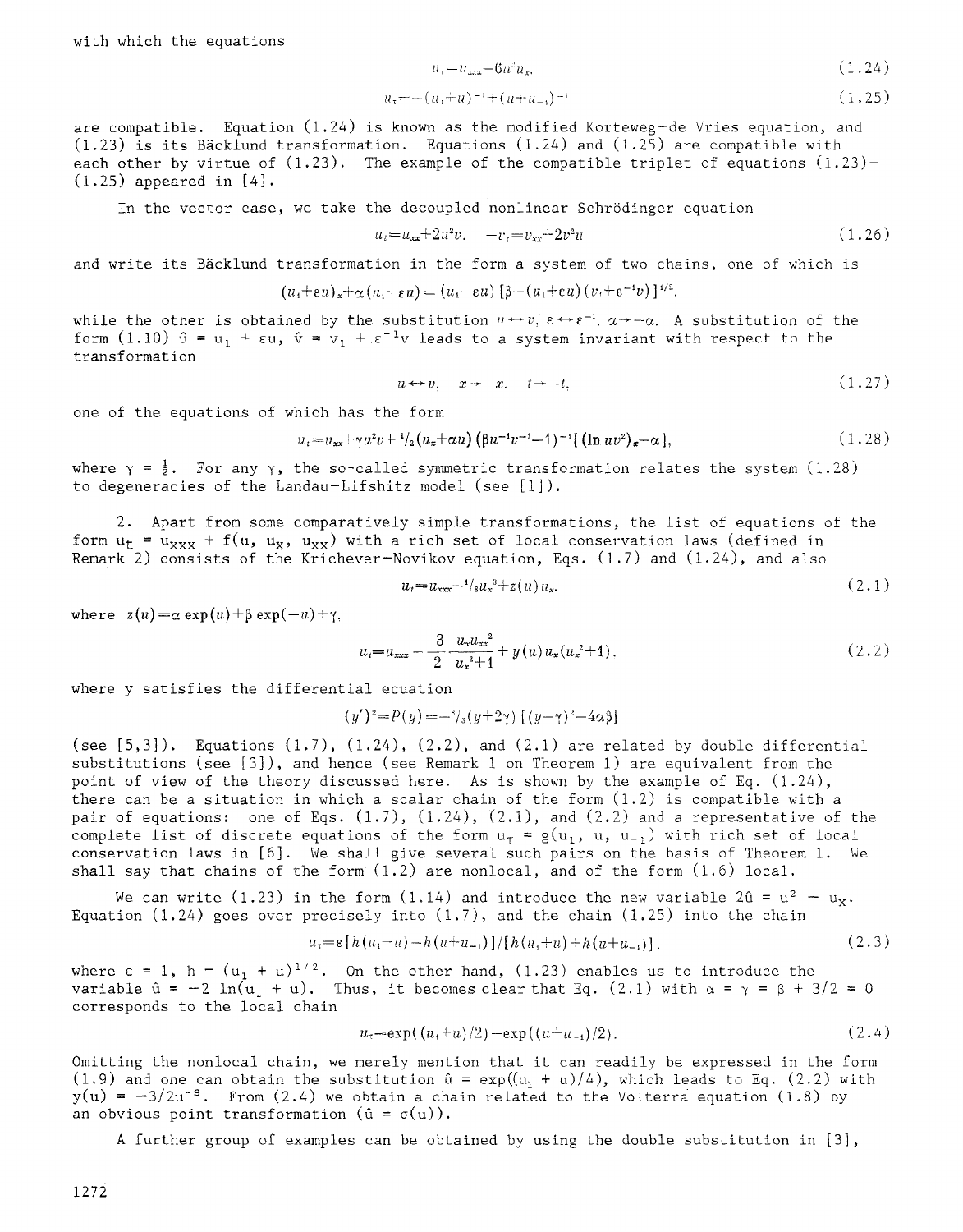with which the equations

$$u_t = u_{xxx} - 6u^2 u_x, \tag{1.24}$$

$$u_\tau = -(u_1 + u)^{-1} + (u + u_{-1})^{-1} \tag{1.25}$$

are compatible. Equation (1.24) is known as the modified Korteweg-de Vries equation, and (1.23) is its Bäcklund transformation. Equations (1.24) and (1.25) are compatible with each other by virtue of (1.23). The example of the compatible triplet of equations (1.23)-(1.25) appeared in [4].

In the vector case, we take the decoupled nonlinear Schrödinger equation

$$u_t = u_{xx} + 2u^2 v, \quad -v_t = v_{xx} + 2v^2 u \tag{1.26}$$

and write its Bäcklund transformation in the form a system of two chains, one of which is

$$(u_1 + \varepsilon u)_x + \alpha(u_1 + \varepsilon u) = (u_1 - \varepsilon u)\,[\beta - (u_1 + \varepsilon u)(v_1 + \varepsilon^{-1} v)]^{1/2},$$

while the other is obtained by the substitution $u \leftrightarrow v$, $\varepsilon \leftrightarrow \varepsilon^{-1}$, $\alpha \to -\alpha$. A substitution of the form (1.10) $\hat{u} = u_1 + \varepsilon u$, $\hat{v} = v_1 + \varepsilon^{-1} v$ leads to a system invariant with respect to the transformation

$$u \leftrightarrow v, \quad x \to -x, \quad t \to -t, \tag{1.27}$$

one of the equations of which has the form

$$u_t = u_{xx} + \gamma u^2 v + {}^1\!/_2 (u_x + \alpha u)(\beta u^{-1} v^{-1} - 1)^{-1} [(\ln uv^2)_x - \alpha], \tag{1.28}$$

where $\gamma = \frac{1}{2}$. For any $\gamma$, the so-called symmetric transformation relates the system (1.28) to degeneracies of the Landau-Lifshitz model (see [1]).

2. Apart from some comparatively simple transformations, the list of equations of the form $u_t = u_{xxx} + f(u, u_x, u_{xx})$ with a rich set of local conservation laws (defined in Remark 2) consists of the Krichever-Novikov equation, Eqs. (1.7) and (1.24), and also

$$u_t = u_{xxx} - {}^1\!/_8 u_x^3 + z(u) u_x, \tag{2.1}$$

where $z(u) = \alpha \exp(u) + \beta \exp(-u) + \gamma$,

$$u_t = u_{xxx} - \frac{3}{2}\frac{u_x u_{xx}^2}{u_x^2 + 1} + y(u) u_x (u_x^2 + 1), \tag{2.2}$$

where y satisfies the differential equation

$$(y')^2 = P(y) = -{}^8\!/_3 (y + 2\gamma)\,[(y - \gamma)^2 - 4\alpha\beta]$$

(see [5,3]). Equations (1.7), (1.24), (2.2), and (2.1) are related by double differential substitutions (see [3]), and hence (see Remark 1 on Theorem 1) are equivalent from the point of view of the theory discussed here. As is shown by the example of Eq. (1.24), there can be a situation in which a scalar chain of the form (1.2) is compatible with a pair of equations: one of Eqs. (1.7), (1.24), (2.1), and (2.2) and a representative of the complete list of discrete equations of the form $u_\tau = g(u_1, u, u_{-1})$ with rich set of local conservation laws in [6]. We shall give several such pairs on the basis of Theorem 1. We shall say that chains of the form (1.2) are nonlocal, and of the form (1.6) local.

We can write (1.23) in the form (1.14) and introduce the new variable $2\hat{u} = u^2 - u_x$. Equation (1.24) goes over precisely into (1.7), and the chain (1.25) into the chain

$$u_\tau = \varepsilon\,[h(u_1 + u) - h(u + u_{-1})]/[h(u_1 + u) + h(u + u_{-1})], \tag{2.3}$$

where $\varepsilon = 1$, $h = (u_1 + u)^{1/2}$. On the other hand, (1.23) enables us to introduce the variable $\hat{u} = -2\ln(u_1 + u)$. Thus, it becomes clear that Eq. (2.1) with $\alpha = \gamma = \beta + 3/2 = 0$ corresponds to the local chain

$$u_\tau = \exp((u_1 + u)/2) - \exp((u + u_{-1})/2). \tag{2.4}$$

Omitting the nonlocal chain, we merely mention that it can readily be expressed in the form (1.9) and one can obtain the substitution $\hat{u} = \exp((u_1 + u)/4)$, which leads to Eq. (2.2) with $y(u) = -3/2u^{-3}$. From (2.4) we obtain a chain related to the Volterra equation (1.8) by an obvious point transformation ($\hat{u} = \sigma(u)$).

A further group of examples can be obtained by using the double substitution in [3],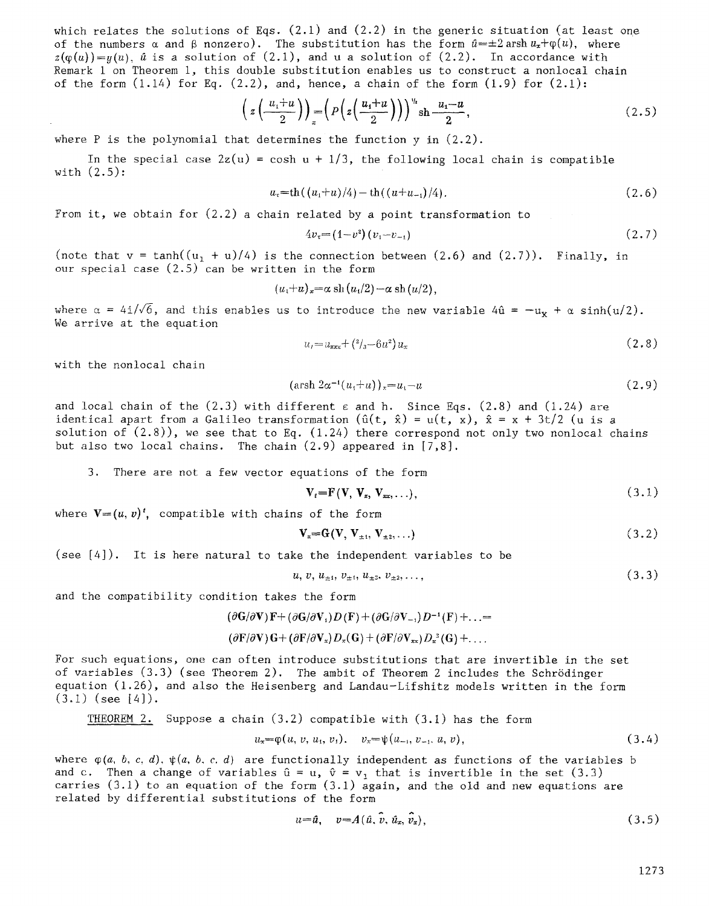which relates the solutions of Eqs. (2.1) and (2.2) in the generic situation (at least one of the numbers $\alpha$ and $\beta$ nonzero). The substitution has the form $\hat{u}=\pm 2\,\mathrm{arsh}\,u_x+\varphi(u)$, where $z(\varphi(u))=y(u)$, $\hat{u}$ is a solution of (2.1), and u a solution of (2.2). In accordance with Remark 1 on Theorem 1, this double substitution enables us to construct a nonlocal chain of the form (1.14) for Eq. (2.2), and, hence, a chain of the form (1.9) for (2.1):

$$\left(z\left(\frac{u_1+u}{2}\right)\right)_x=\left(P\left(z\left(\frac{u_1+u}{2}\right)\right)\right)^{1/2}\mathrm{sh}\,\frac{u_1-u}{2},\tag{2.5}$$

where P is the polynomial that determines the function y in (2.2).

In the special case $2z(u) = \cosh u + 1/3$, the following local chain is compatible with (2.5):

$$u_\tau=\mathrm{th}((u_1+u)/4)-\mathrm{th}((u+u_{-1})/4).\tag{2.6}$$

From it, we obtain for (2.2) a chain related by a point transformation to

$$4v_\tau=(1-v^2)(v_1-v_{-1})\tag{2.7}$$

(note that $v = \tanh((u_1 + u)/4)$ is the connection between (2.6) and (2.7)). Finally, in our special case (2.5) can be written in the form

$$(u_1+u)_x=\alpha\,\mathrm{sh}\,(u_1/2)-\alpha\,\mathrm{sh}\,(u/2),$$

where $\alpha = 4i/\sqrt{6}$, and this enables us to introduce the new variable $4\hat{u} = -u_x + \alpha\sinh(u/2)$. We arrive at the equation

$$u_t=u_{xxx}+(2/3-6u^2)u_x\tag{2.8}$$

with the nonlocal chain

$$(\mathrm{arsh}\,2\alpha^{-1}(u_1+u))_x=u_1-u\tag{2.9}$$

and local chain of the (2.3) with different $\varepsilon$ and h. Since Eqs. (2.8) and (1.24) are identical apart from a Galileo transformation ($\hat{u}(t, \hat{x}) = u(t, x)$, $\hat{x} = x + 3t/2$ (u is a solution of (2.8))), we see that to Eq. (1.24) there correspond not only two nonlocal chains but also two local chains. The chain (2.9) appeared in [7,8].

3. There are not a few vector equations of the form

$$\mathbf{V}_t=\mathbf{F}(\mathbf{V},\mathbf{V}_x,\mathbf{V}_{xx},\ldots),\tag{3.1}$$

where $\mathbf{V}=(u,v)^t$, compatible with chains of the form

$$\mathbf{V}_x=\mathbf{G}(\mathbf{V},\mathbf{V}_{\pm1},\mathbf{V}_{\pm2},\ldots)\tag{3.2}$$

(see [4]). It is here natural to take the independent variables to be

$$u,\ v,\ u_{\pm1},\ v_{\pm1},\ u_{\pm2},\ v_{\pm2},\ldots,\tag{3.3}$$

and the compatibility condition takes the form

$$(\partial\mathbf{G}/\partial\mathbf{V})\mathbf{F}+(\partial\mathbf{G}/\partial\mathbf{V}_1)D(\mathbf{F})+(\partial\mathbf{G}/\partial\mathbf{V}_{-1})D^{-1}(\mathbf{F})+\ldots=$$
$$(\partial\mathbf{F}/\partial\mathbf{V})\mathbf{G}+(\partial\mathbf{F}/\partial\mathbf{V}_x)D_x(\mathbf{G})+(\partial\mathbf{F}/\partial\mathbf{V}_{xx})D_x^2(\mathbf{G})+\ldots.$$

For such equations, one can often introduce substitutions that are invertible in the set of variables (3.3) (see Theorem 2). The ambit of Theorem 2 includes the Schrödinger equation (1.26), and also the Heisenberg and Landau–Lifshitz models written in the form (3.1) (see [4]).

THEOREM 2. Suppose a chain (3.2) compatible with (3.1) has the form

$$u_x=\varphi(u,v,u_1,v_1),\quad v_x=\psi(u_{-1},v_{-1},u,v),\tag{3.4}$$

where $\varphi(a, b, c, d)$, $\psi(a, b, c, d)$ are functionally independent as functions of the variables b and c. Then a change of variables $\hat{u} = u$, $\hat{v} = v_1$ that is invertible in the set (3.3) carries (3.1) to an equation of the form (3.1) again, and the old and new equations are related by differential substitutions of the form

$$u=\hat{u},\quad v=A(\hat{u},\hat{v},\hat{u}_x,\hat{v}_x),\tag{3.5}$$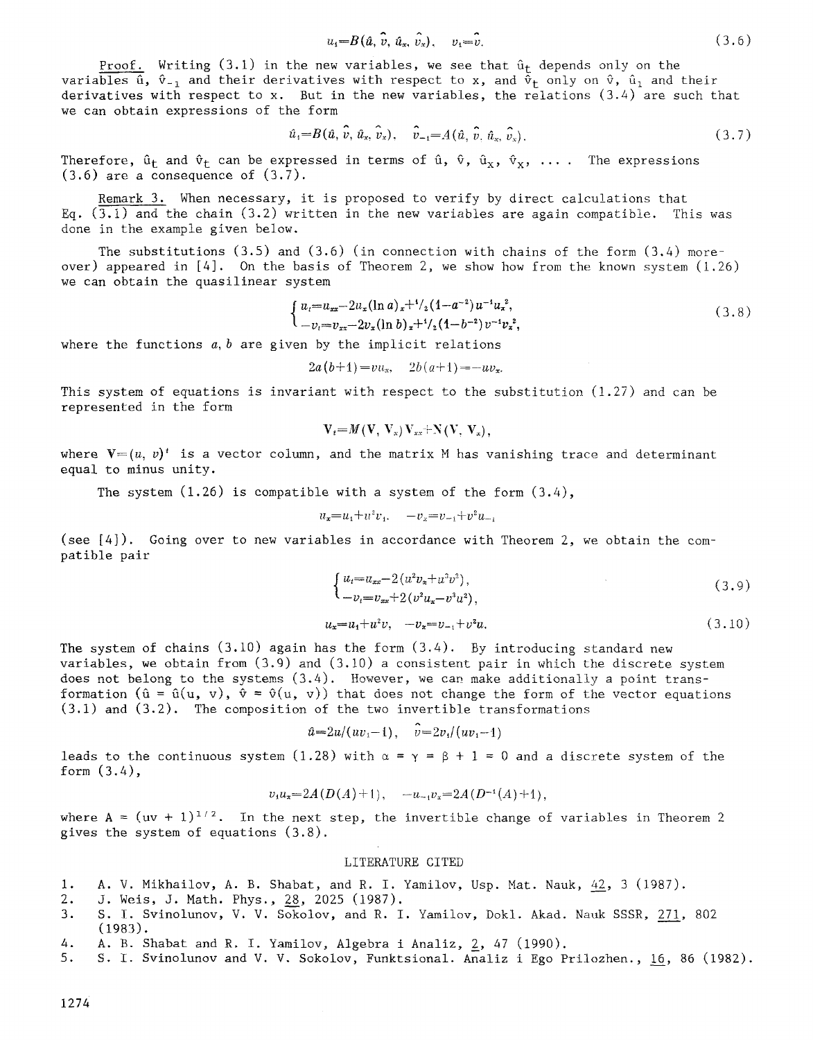$$u_t = B(\hat{u}, \hat{v}, \hat{u}_x, \hat{v}_x), \quad v_1 = \hat{v}. \tag{3.6}$$

Proof. Writing (3.1) in the new variables, we see that $\hat{u}_t$ depends only on the variables $\hat{u}$, $\hat{v}_{-1}$ and their derivatives with respect to x, and $\hat{v}_t$ only on $\hat{v}$, $\hat{u}_1$ and their derivatives with respect to x. But in the new variables, the relations (3.4) are such that we can obtain expressions of the form

$$\hat{u}_1 = B(\hat{u}, \hat{v}, \hat{u}_x, \hat{v}_x), \quad \hat{v}_{-1} = A(\hat{u}, \hat{v}, \hat{u}_x, \hat{v}_x). \tag{3.7}$$

Therefore, $\hat{u}_t$ and $\hat{v}_t$ can be expressed in terms of $\hat{u}$, $\hat{v}$, $\hat{u}_x$, $\hat{v}_x$, .... The expressions (3.6) are a consequence of (3.7).

Remark 3. When necessary, it is proposed to verify by direct calculations that Eq. (3.1) and the chain (3.2) written in the new variables are again compatible. This was done in the example given below.

The substitutions (3.5) and (3.6) (in connection with chains of the form (3.4) moreover) appeared in [4]. On the basis of Theorem 2, we show how from the known system (1.26) we can obtain the quasilinear system

$$\begin{cases} u_t = u_{xx} - 2u_x(\ln a)_x + {}^1/_2(1-a^{-2})u^{-1}u_x^2, \\ -v_t = v_{xx} - 2v_x(\ln b)_x + {}^1/_2(1-b^{-2})v^{-1}v_x^2, \end{cases} \tag{3.8}$$

where the functions $a, b$ are given by the implicit relations

$$2a(b+1) = vu_x, \quad 2b(a+1) = -uv_x.$$

This system of equations is invariant with respect to the substitution (1.27) and can be represented in the form

$$\mathbf{V}_t = M(\mathbf{V}, \mathbf{V}_x)\mathbf{V}_{xx} + \mathbf{N}(\mathbf{V}, \mathbf{V}_x),$$

where $\mathbf{V} = (u, v)^t$ is a vector column, and the matrix M has vanishing trace and determinant equal to minus unity.

The system (1.26) is compatible with a system of the form (3.4),

$$u_x = u_1 + u^2 v_1, \quad -v_x = v_{-1} + v^2 u_{-1}$$

(see [4]). Going over to new variables in accordance with Theorem 2, we obtain the compatible pair

$$\begin{cases} u_t = u_{xx} - 2(u^2 v_x + u^3 v^2), \\ -v_t = v_{xx} + 2(v^2 u_x - v^3 u^2), \end{cases} \tag{3.9}$$

$$u_x = u_1 + u^2 v, \quad -v_x = v_{-1} + v^2 u. \tag{3.10}$$

The system of chains (3.10) again has the form (3.4). By introducing standard new variables, we obtain from (3.9) and (3.10) a consistent pair in which the discrete system does not belong to the systems (3.4). However, we can make additionally a point transformation ($\hat{u} = \hat{u}(u, v)$, $\hat{v} = \hat{v}(u, v)$) that does not change the form of the vector equations (3.1) and (3.2). The composition of the two invertible transformations

$$\hat{u} = 2u/(uv_1 - 1), \quad \hat{v} = 2v_1/(uv_1 - 1)$$

leads to the continuous system (1.28) with $\alpha = \gamma = \beta + 1 = 0$ and a discrete system of the form (3.4),

$$v_1 u_x = 2A(D(A) + 1), \quad -u_{-1} v_x = 2A(D^{-1}(A) + 1),$$

where $A = (uv + 1)^{1/2}$. In the next step, the invertible change of variables in Theorem 2 gives the system of equations (3.8).

## LITERATURE CITED

1. A. V. Mikhailov, A. B. Shabat, and R. I. Yamilov, Usp. Mat. Nauk, 42, 3 (1987).
2. J. Weis, J. Math. Phys., 28, 2025 (1987).
3. S. I. Svinolunov, V. V. Sokolov, and R. I. Yamilov, Dokl. Akad. Nauk SSSR, 271, 802 (1983).
4. A. B. Shabat and R. I. Yamilov, Algebra i Analiz, 2, 47 (1990).
5. S. I. Svinolunov and V. V. Sokolov, Funktsional. Analiz i Ego Prilozhen., 16, 86 (1982).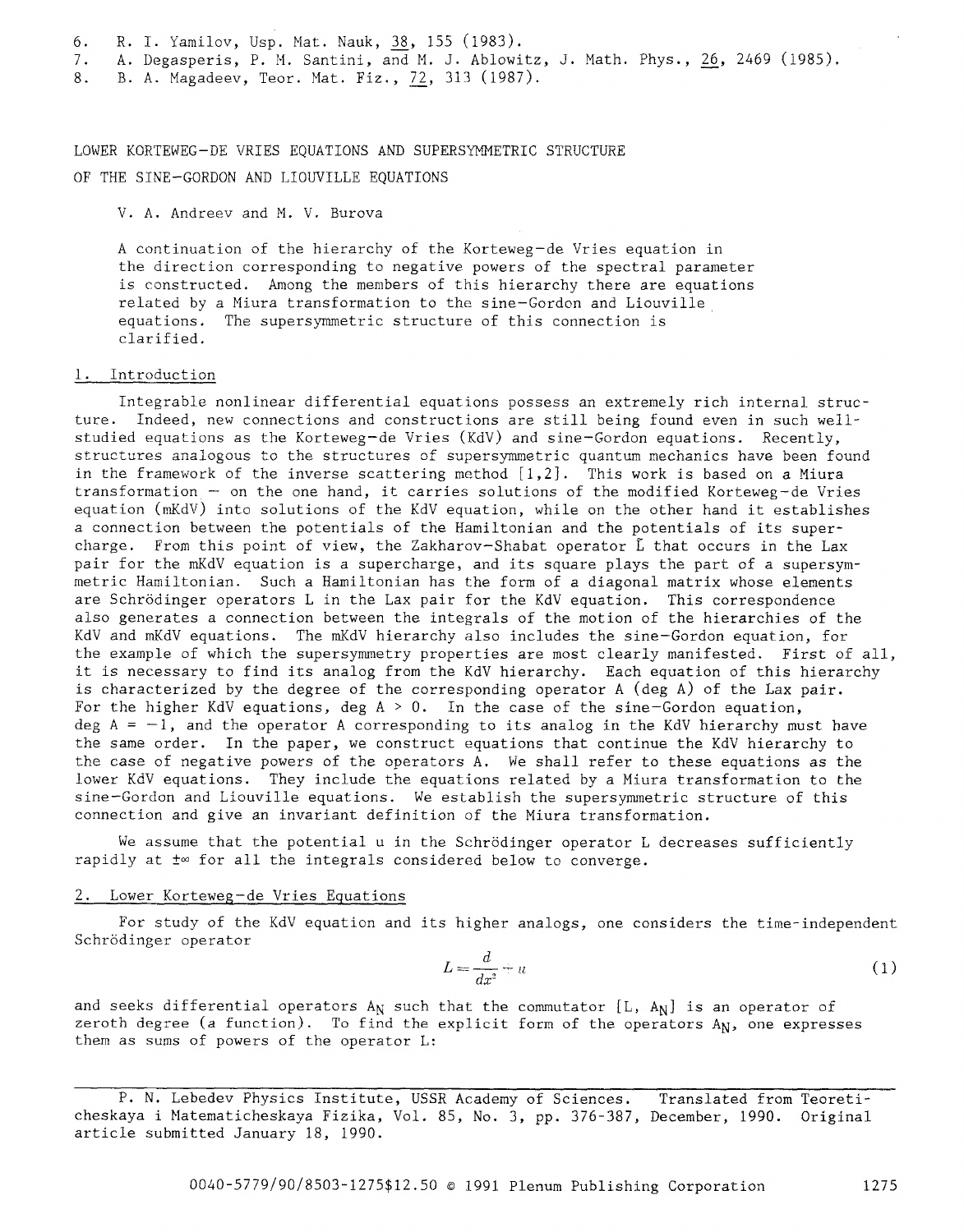6. R. I. Yamilov, Usp. Mat. Nauk, 38, 155 (1983).
7. A. Degasperis, P. M. Santini, and M. J. Ablowitz, J. Math. Phys., 26, 2469 (1985).
8. B. A. Magadeev, Teor. Mat. Fiz., 72, 313 (1987).

# LOWER KORTEWEG-DE VRIES EQUATIONS AND SUPERSYMMETRIC STRUCTURE OF THE SINE-GORDON AND LIOUVILLE EQUATIONS

V. A. Andreev and M. V. Burova

A continuation of the hierarchy of the Korteweg-de Vries equation in the direction corresponding to negative powers of the spectral parameter is constructed. Among the members of this hierarchy there are equations related by a Miura transformation to the sine-Gordon and Liouville equations. The supersymmetric structure of this connection is clarified.

## 1. Introduction

Integrable nonlinear differential equations possess an extremely rich internal structure. Indeed, new connections and constructions are still being found even in such well-studied equations as the Korteweg-de Vries (KdV) and sine-Gordon equations. Recently, structures analogous to the structures of supersymmetric quantum mechanics have been found in the framework of the inverse scattering method [1,2]. This work is based on a Miura transformation – on the one hand, it carries solutions of the modified Korteweg-de Vries equation (mKdV) into solutions of the KdV equation, while on the other hand it establishes a connection between the potentials of the Hamiltonian and the potentials of its supercharge. From this point of view, the Zakharov-Shabat operator $\tilde{L}$ that occurs in the Lax pair for the mKdV equation is a supercharge, and its square plays the part of a supersymmetric Hamiltonian. Such a Hamiltonian has the form of a diagonal matrix whose elements are Schrödinger operators L in the Lax pair for the KdV equation. This correspondence also generates a connection between the integrals of the motion of the hierarchies of the KdV and mKdV equations. The mKdV hierarchy also includes the sine-Gordon equation, for the example of which the supersymmetry properties are most clearly manifested. First of all, it is necessary to find its analog from the KdV hierarchy. Each equation of this hierarchy is characterized by the degree of the corresponding operator A (deg A) of the Lax pair. For the higher KdV equations, deg A > 0. In the case of the sine-Gordon equation, deg A = −1, and the operator A corresponding to its analog in the KdV hierarchy must have the same order. In the paper, we construct equations that continue the KdV hierarchy to the case of negative powers of the operators A. We shall refer to these equations as the lower KdV equations. They include the equations related by a Miura transformation to the sine-Gordon and Liouville equations. We establish the supersymmetric structure of this connection and give an invariant definition of the Miura transformation.

We assume that the potential u in the Schrödinger operator L decreases sufficiently rapidly at ±∞ for all the integrals considered below to converge.

## 2. Lower Korteweg-de Vries Equations

For study of the KdV equation and its higher analogs, one considers the time-independent Schrödinger operator

$$L = \frac{d}{dx^2} + u \tag{1}$$

and seeks differential operators $A_N$ such that the commutator $[L, A_N]$ is an operator of zeroth degree (a function). To find the explicit form of the operators $A_N$, one expresses them as sums of powers of the operator L:

---

P. N. Lebedev Physics Institute, USSR Academy of Sciences. Translated from Teoreticheskaya i Matematicheskaya Fizika, Vol. 85, No. 3, pp. 376-387, December, 1990. Original article submitted January 18, 1990.